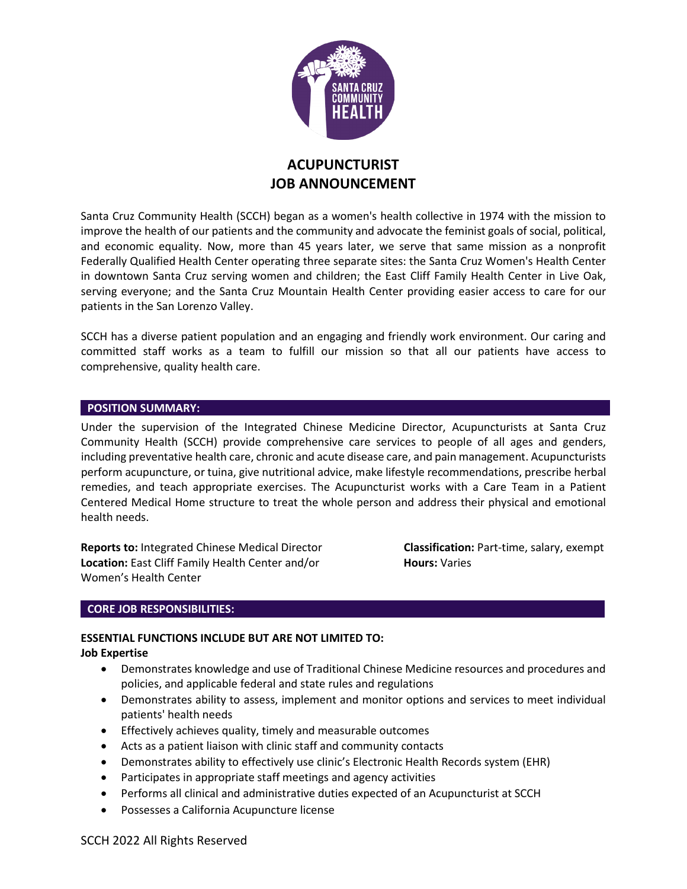# ACUPUNCTURIST
# JOB ANNOUNCEMENT

Santa Cruz Community Health (SCCH) began as a women's health collective in 1974 with the mission to improve the health of our patients and the community and advocate the feminist goals of social, political, and economic equality. Now, more than 45 years later, we serve that same mission as a nonprofit Federally Qualified Health Center operating three separate sites: the Santa Cruz Women's Health Center in downtown Santa Cruz serving women and children; the East Cliff Family Health Center in Live Oak, serving everyone; and the Santa Cruz Mountain Health Center providing easier access to care for our patients in the San Lorenzo Valley.

SCCH has a diverse patient population and an engaging and friendly work environment. Our caring and committed staff works as a team to fulfill our mission so that all our patients have access to comprehensive, quality health care.

## POSITION SUMMARY:

Under the supervision of the Integrated Chinese Medicine Director, Acupuncturists at Santa Cruz Community Health (SCCH) provide comprehensive care services to people of all ages and genders, including preventative health care, chronic and acute disease care, and pain management. Acupuncturists perform acupuncture, or tuina, give nutritional advice, make lifestyle recommendations, prescribe herbal remedies, and teach appropriate exercises. The Acupuncturist works with a Care Team in a Patient Centered Medical Home structure to treat the whole person and address their physical and emotional health needs.

**Reports to:** Integrated Chinese Medical Director
**Location:** East Cliff Family Health Center and/or Women's Health Center

**Classification:** Part-time, salary, exempt
**Hours:** Varies

## CORE JOB RESPONSIBILITIES:

**ESSENTIAL FUNCTIONS INCLUDE BUT ARE NOT LIMITED TO:**

**Job Expertise**

- Demonstrates knowledge and use of Traditional Chinese Medicine resources and procedures and policies, and applicable federal and state rules and regulations
- Demonstrates ability to assess, implement and monitor options and services to meet individual patients' health needs
- Effectively achieves quality, timely and measurable outcomes
- Acts as a patient liaison with clinic staff and community contacts
- Demonstrates ability to effectively use clinic's Electronic Health Records system (EHR)
- Participates in appropriate staff meetings and agency activities
- Performs all clinical and administrative duties expected of an Acupuncturist at SCCH
- Possesses a California Acupuncture license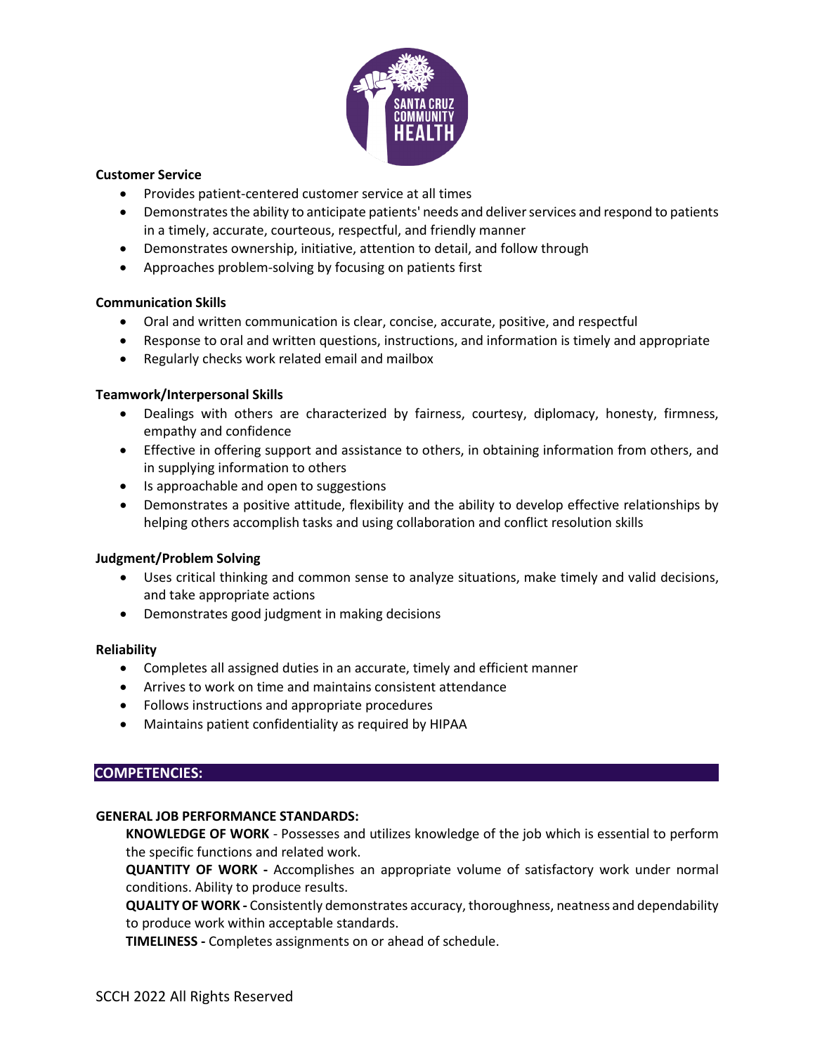**Customer Service**

- Provides patient-centered customer service at all times
- Demonstrates the ability to anticipate patients' needs and deliver services and respond to patients in a timely, accurate, courteous, respectful, and friendly manner
- Demonstrates ownership, initiative, attention to detail, and follow through
- Approaches problem-solving by focusing on patients first

**Communication Skills**

- Oral and written communication is clear, concise, accurate, positive, and respectful
- Response to oral and written questions, instructions, and information is timely and appropriate
- Regularly checks work related email and mailbox

**Teamwork/Interpersonal Skills**

- Dealings with others are characterized by fairness, courtesy, diplomacy, honesty, firmness, empathy and confidence
- Effective in offering support and assistance to others, in obtaining information from others, and in supplying information to others
- Is approachable and open to suggestions
- Demonstrates a positive attitude, flexibility and the ability to develop effective relationships by helping others accomplish tasks and using collaboration and conflict resolution skills

**Judgment/Problem Solving**

- Uses critical thinking and common sense to analyze situations, make timely and valid decisions, and take appropriate actions
- Demonstrates good judgment in making decisions

**Reliability**

- Completes all assigned duties in an accurate, timely and efficient manner
- Arrives to work on time and maintains consistent attendance
- Follows instructions and appropriate procedures
- Maintains patient confidentiality as required by HIPAA

## COMPETENCIES:

**GENERAL JOB PERFORMANCE STANDARDS:**

**KNOWLEDGE OF WORK** - Possesses and utilizes knowledge of the job which is essential to perform the specific functions and related work.

**QUANTITY OF WORK -** Accomplishes an appropriate volume of satisfactory work under normal conditions. Ability to produce results.

**QUALITY OF WORK -** Consistently demonstrates accuracy, thoroughness, neatness and dependability to produce work within acceptable standards.

**TIMELINESS -** Completes assignments on or ahead of schedule.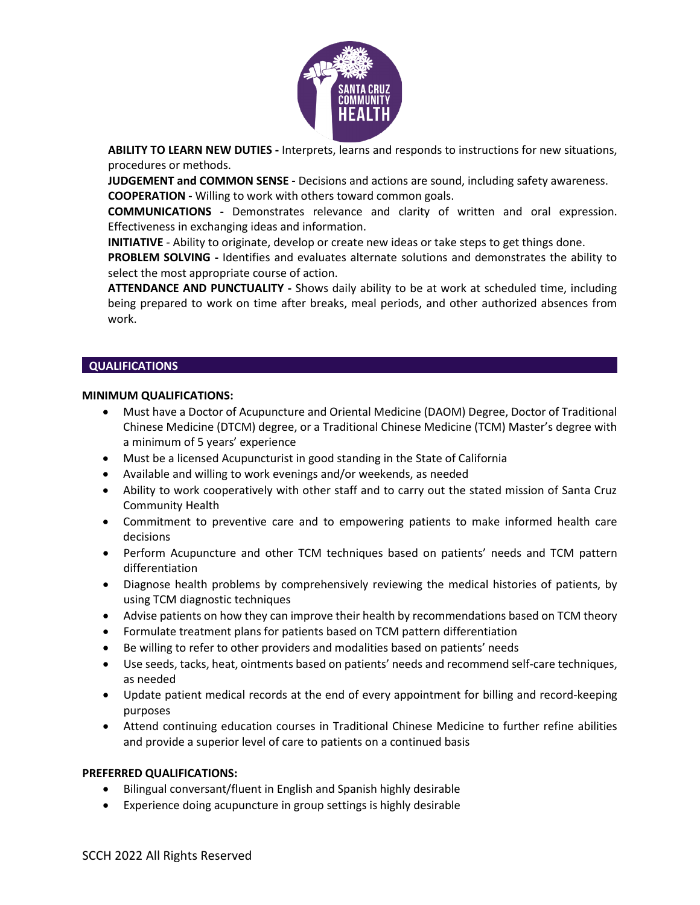**ABILITY TO LEARN NEW DUTIES -** Interprets, learns and responds to instructions for new situations, procedures or methods.

**JUDGEMENT and COMMON SENSE -** Decisions and actions are sound, including safety awareness.

**COOPERATION -** Willing to work with others toward common goals.

**COMMUNICATIONS -** Demonstrates relevance and clarity of written and oral expression. Effectiveness in exchanging ideas and information.

**INITIATIVE** - Ability to originate, develop or create new ideas or take steps to get things done.

**PROBLEM SOLVING -** Identifies and evaluates alternate solutions and demonstrates the ability to select the most appropriate course of action.

**ATTENDANCE AND PUNCTUALITY -** Shows daily ability to be at work at scheduled time, including being prepared to work on time after breaks, meal periods, and other authorized absences from work.

## QUALIFICATIONS

**MINIMUM QUALIFICATIONS:**

- Must have a Doctor of Acupuncture and Oriental Medicine (DAOM) Degree, Doctor of Traditional Chinese Medicine (DTCM) degree, or a Traditional Chinese Medicine (TCM) Master's degree with a minimum of 5 years' experience
- Must be a licensed Acupuncturist in good standing in the State of California
- Available and willing to work evenings and/or weekends, as needed
- Ability to work cooperatively with other staff and to carry out the stated mission of Santa Cruz Community Health
- Commitment to preventive care and to empowering patients to make informed health care decisions
- Perform Acupuncture and other TCM techniques based on patients' needs and TCM pattern differentiation
- Diagnose health problems by comprehensively reviewing the medical histories of patients, by using TCM diagnostic techniques
- Advise patients on how they can improve their health by recommendations based on TCM theory
- Formulate treatment plans for patients based on TCM pattern differentiation
- Be willing to refer to other providers and modalities based on patients' needs
- Use seeds, tacks, heat, ointments based on patients' needs and recommend self-care techniques, as needed
- Update patient medical records at the end of every appointment for billing and record-keeping purposes
- Attend continuing education courses in Traditional Chinese Medicine to further refine abilities and provide a superior level of care to patients on a continued basis

**PREFERRED QUALIFICATIONS:**

- Bilingual conversant/fluent in English and Spanish highly desirable
- Experience doing acupuncture in group settings is highly desirable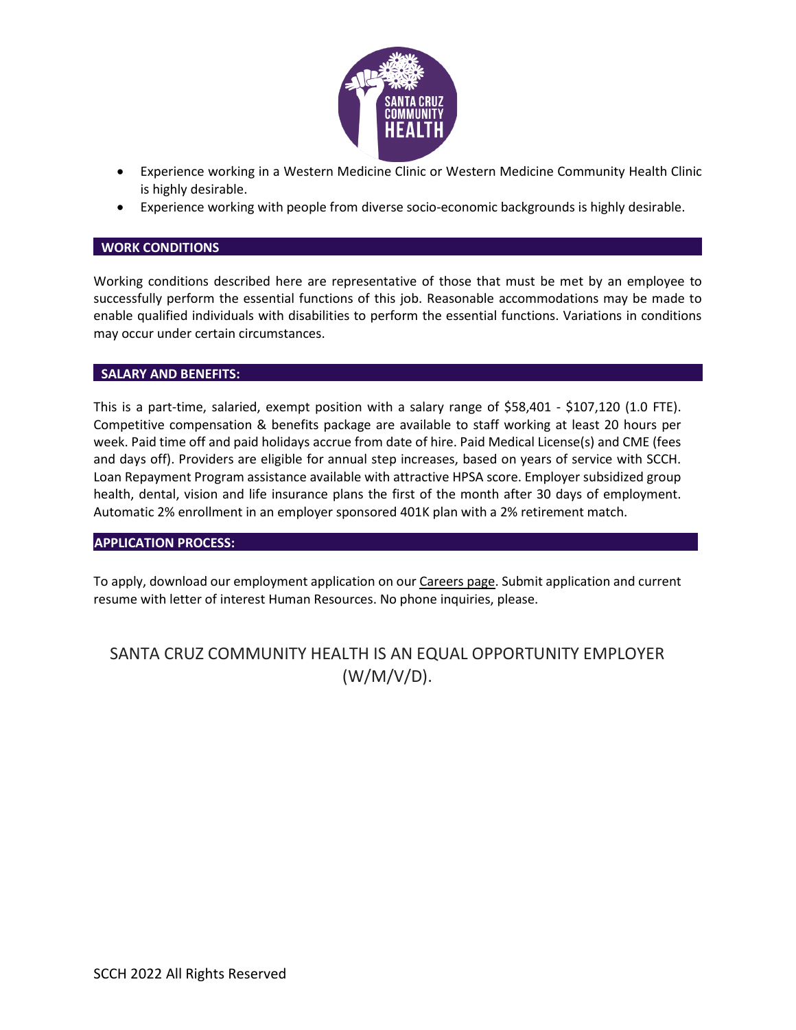- Experience working in a Western Medicine Clinic or Western Medicine Community Health Clinic is highly desirable.
- Experience working with people from diverse socio-economic backgrounds is highly desirable.

## WORK CONDITIONS

Working conditions described here are representative of those that must be met by an employee to successfully perform the essential functions of this job. Reasonable accommodations may be made to enable qualified individuals with disabilities to perform the essential functions. Variations in conditions may occur under certain circumstances.

## SALARY AND BENEFITS:

This is a part-time, salaried, exempt position with a salary range of $58,401 - $107,120 (1.0 FTE). Competitive compensation & benefits package are available to staff working at least 20 hours per week. Paid time off and paid holidays accrue from date of hire. Paid Medical License(s) and CME (fees and days off). Providers are eligible for annual step increases, based on years of service with SCCH. Loan Repayment Program assistance available with attractive HPSA score. Employer subsidized group health, dental, vision and life insurance plans the first of the month after 30 days of employment. Automatic 2% enrollment in an employer sponsored 401K plan with a 2% retirement match.

## APPLICATION PROCESS:

To apply, download our employment application on our Careers page. Submit application and current resume with letter of interest Human Resources. No phone inquiries, please.

SANTA CRUZ COMMUNITY HEALTH IS AN EQUAL OPPORTUNITY EMPLOYER (W/M/V/D).

SCCH 2022 All Rights Reserved